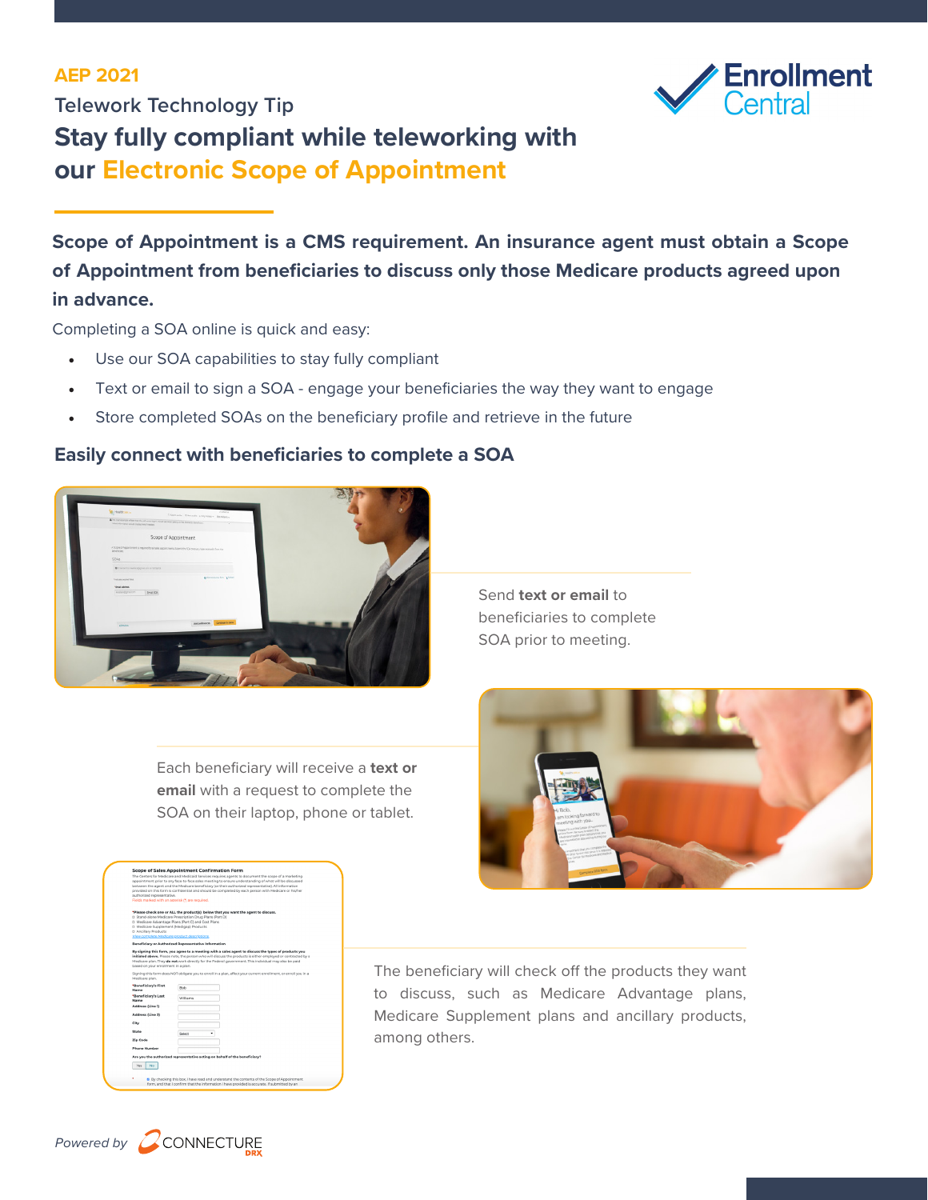AEP 2021

Telework Technology Tip

# Stay fully compliant while teleworking with our Electronic Scope of Appointment

**Scope of Appointment is a CMS requirement. An insurance agent must obtain a Scope of Appointment from beneficiaries to discuss only those Medicare products agreed upon in advance.**

Completing a SOA online is quick and easy:

- Use our SOA capabilities to stay fully compliant
- Text or email to sign a SOA - engage your beneficiaries the way they want to engage
- Store completed SOAs on the beneficiary profile and retrieve in the future

## Easily connect with beneficiaries to complete a SOA

Send **text or email** to beneficiaries to complete SOA prior to meeting.

Each beneficiary will receive a **text or email** with a request to complete the SOA on their laptop, phone or tablet.

The beneficiary will check off the products they want to discuss, such as Medicare Advantage plans, Medicare Supplement plans and ancillary products, among others.

*Powered by* CONNECTURE DRX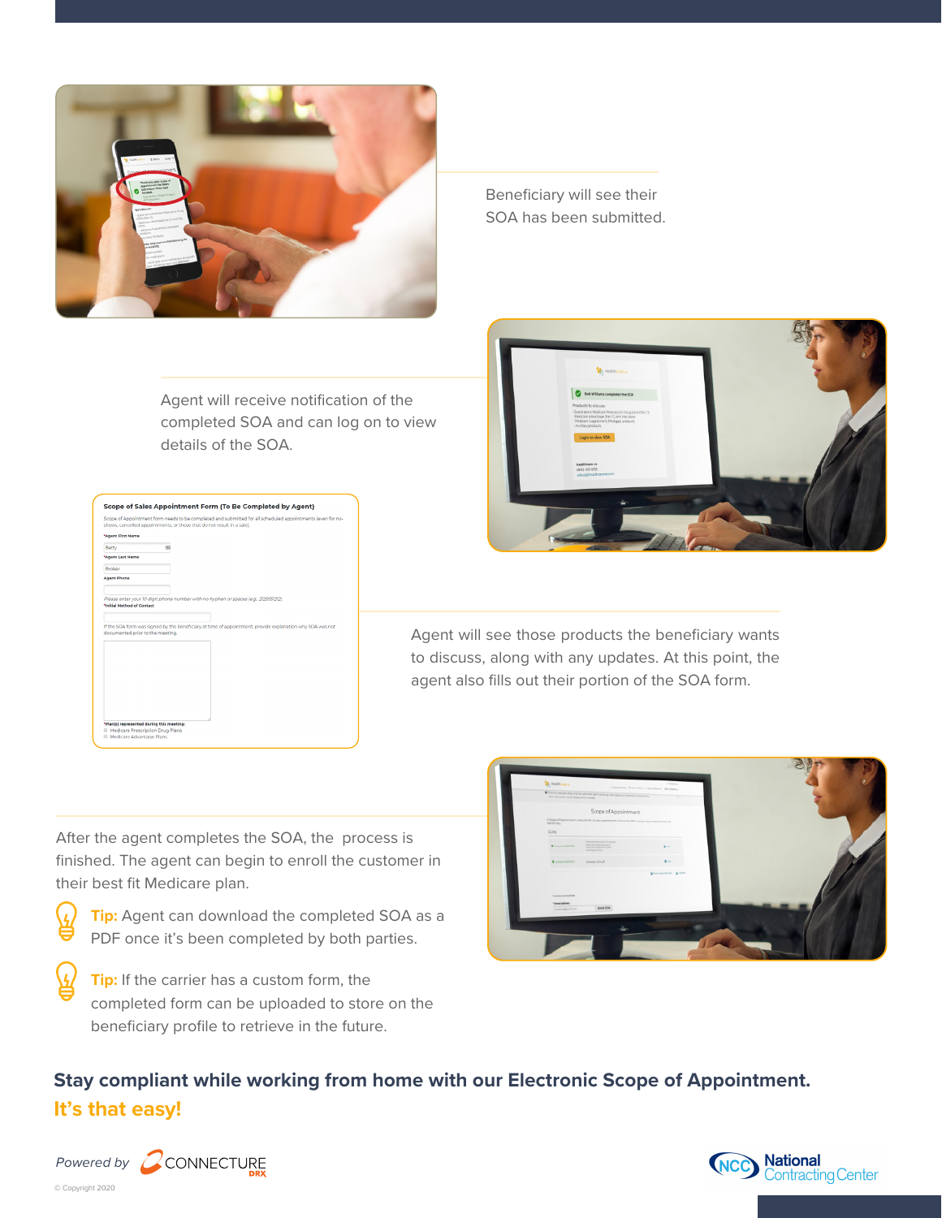Beneficiary will see their SOA has been submitted.

Agent will receive notification of the completed SOA and can log on to view details of the SOA.

Agent will see those products the beneficiary wants to discuss, along with any updates. At this point, the agent also fills out their portion of the SOA form.

After the agent completes the SOA, the process is finished. The agent can begin to enroll the customer in their best fit Medicare plan.

**Tip:** Agent can download the completed SOA as a PDF once it's been completed by both parties.

**Tip:** If the carrier has a custom form, the completed form can be uploaded to store on the beneficiary profile to retrieve in the future.

**Stay compliant while working from home with our Electronic Scope of Appointment.**

**It's that easy!**

Powered by CONNECTURE DRX

© Copyright 2020

NCC National Contracting Center